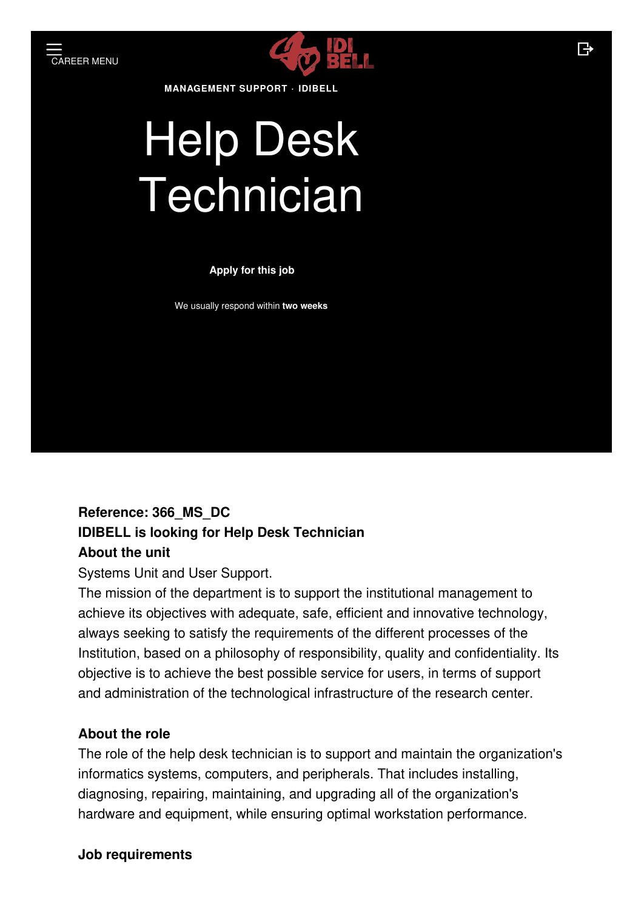CAREER MENU

MANAGEMENT SUPPORT · IDIBELL

# Help Desk Technician

Apply for this job

We usually respond within **two weeks**

**Reference: 366_MS_DC**

**IDIBELL is looking for Help Desk Technician**

**About the unit**

Systems Unit and User Support.

The mission of the department is to support the institutional management to achieve its objectives with adequate, safe, efficient and innovative technology, always seeking to satisfy the requirements of the different processes of the Institution, based on a philosophy of responsibility, quality and confidentiality. Its objective is to achieve the best possible service for users, in terms of support and administration of the technological infrastructure of the research center.

**About the role**

The role of the help desk technician is to support and maintain the organization's informatics systems, computers, and peripherals. That includes installing, diagnosing, repairing, maintaining, and upgrading all of the organization's hardware and equipment, while ensuring optimal workstation performance.

**Job requirements**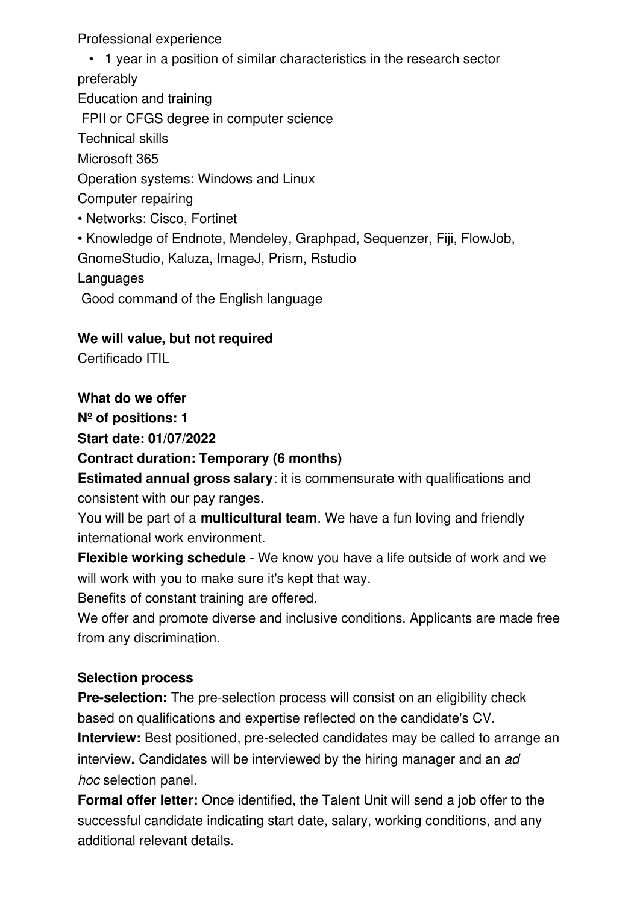Professional experience

- 1 year in a position of similar characteristics in the research sector preferably

Education and training

FPII or CFGS degree in computer science

Technical skills

Microsoft 365

Operation systems: Windows and Linux

Computer repairing

- Networks: Cisco, Fortinet
- Knowledge of Endnote, Mendeley, Graphpad, Sequenzer, Fiji, FlowJob, GnomeStudio, Kaluza, ImageJ, Prism, Rstudio

Languages

Good command of the English language

**We will value, but not required**

Certificado ITIL

**What do we offer**

**Nº of positions: 1**

**Start date: 01/07/2022**

**Contract duration: Temporary (6 months)**

**Estimated annual gross salary**: it is commensurate with qualifications and consistent with our pay ranges.

You will be part of a **multicultural team**. We have a fun loving and friendly international work environment.

**Flexible working schedule** - We know you have a life outside of work and we will work with you to make sure it's kept that way.

Benefits of constant training are offered.

We offer and promote diverse and inclusive conditions. Applicants are made free from any discrimination.

**Selection process**

**Pre-selection:** The pre-selection process will consist on an eligibility check based on qualifications and expertise reflected on the candidate's CV.

**Interview:** Best positioned, pre-selected candidates may be called to arrange an interview**.** Candidates will be interviewed by the hiring manager and an *ad hoc* selection panel.

**Formal offer letter:** Once identified, the Talent Unit will send a job offer to the successful candidate indicating start date, salary, working conditions, and any additional relevant details.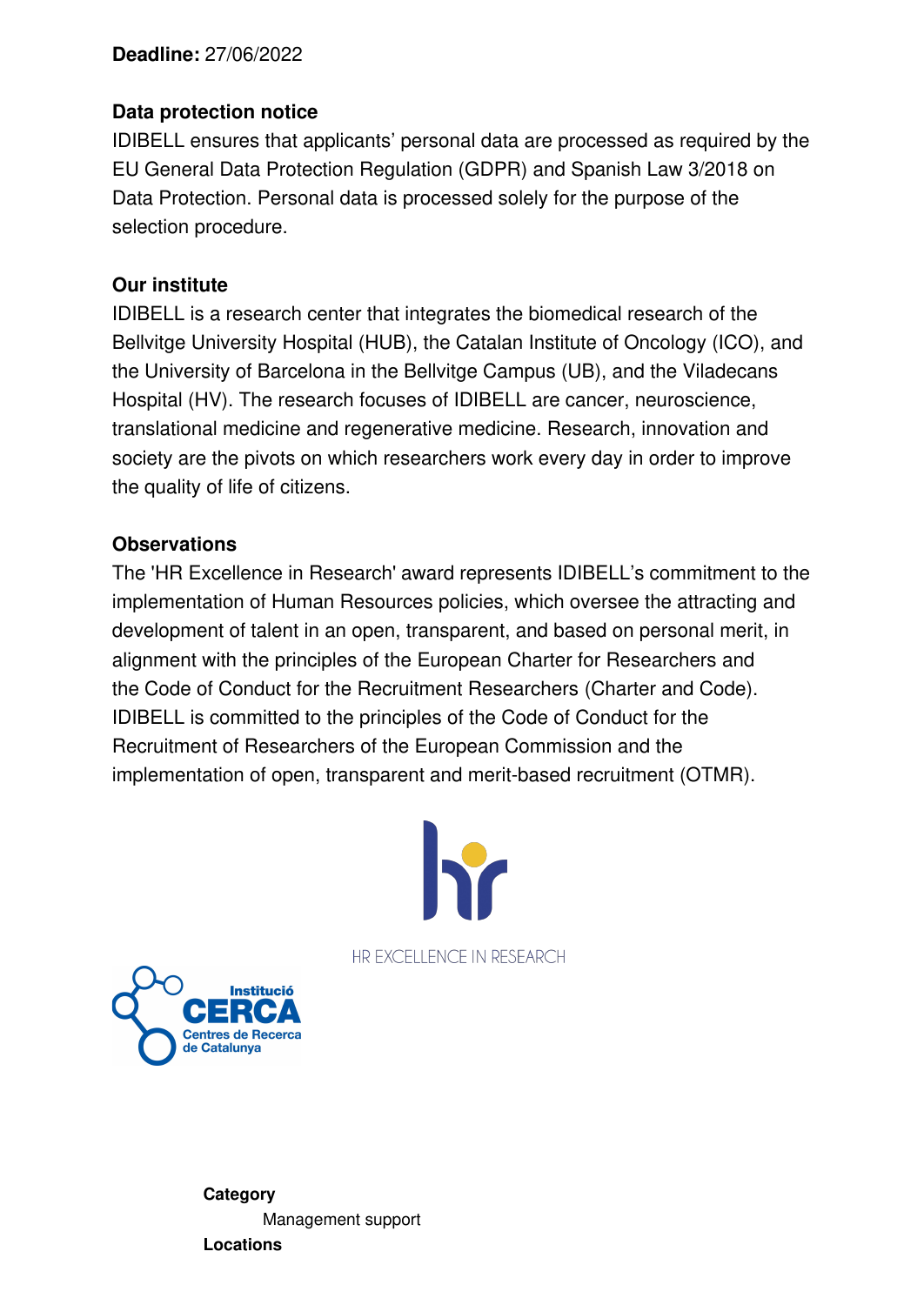**Deadline:** 27/06/2022

**Data protection notice**

IDIBELL ensures that applicants' personal data are processed as required by the EU General Data Protection Regulation (GDPR) and Spanish Law 3/2018 on Data Protection. Personal data is processed solely for the purpose of the selection procedure.

**Our institute**

IDIBELL is a research center that integrates the biomedical research of the Bellvitge University Hospital (HUB), the Catalan Institute of Oncology (ICO), and the University of Barcelona in the Bellvitge Campus (UB), and the Viladecans Hospital (HV). The research focuses of IDIBELL are cancer, neuroscience, translational medicine and regenerative medicine. Research, innovation and society are the pivots on which researchers work every day in order to improve the quality of life of citizens.

**Observations**

The 'HR Excellence in Research' award represents IDIBELL's commitment to the implementation of Human Resources policies, which oversee the attracting and development of talent in an open, transparent, and based on personal merit, in alignment with the principles of the European Charter for Researchers and the Code of Conduct for the Recruitment Researchers (Charter and Code). IDIBELL is committed to the principles of the Code of Conduct for the Recruitment of Researchers of the European Commission and the implementation of open, transparent and merit-based recruitment (OTMR).

HR EXCELLENCE IN RESEARCH

Institució CERCA Centres de Recerca de Catalunya

**Category**

Management support

**Locations**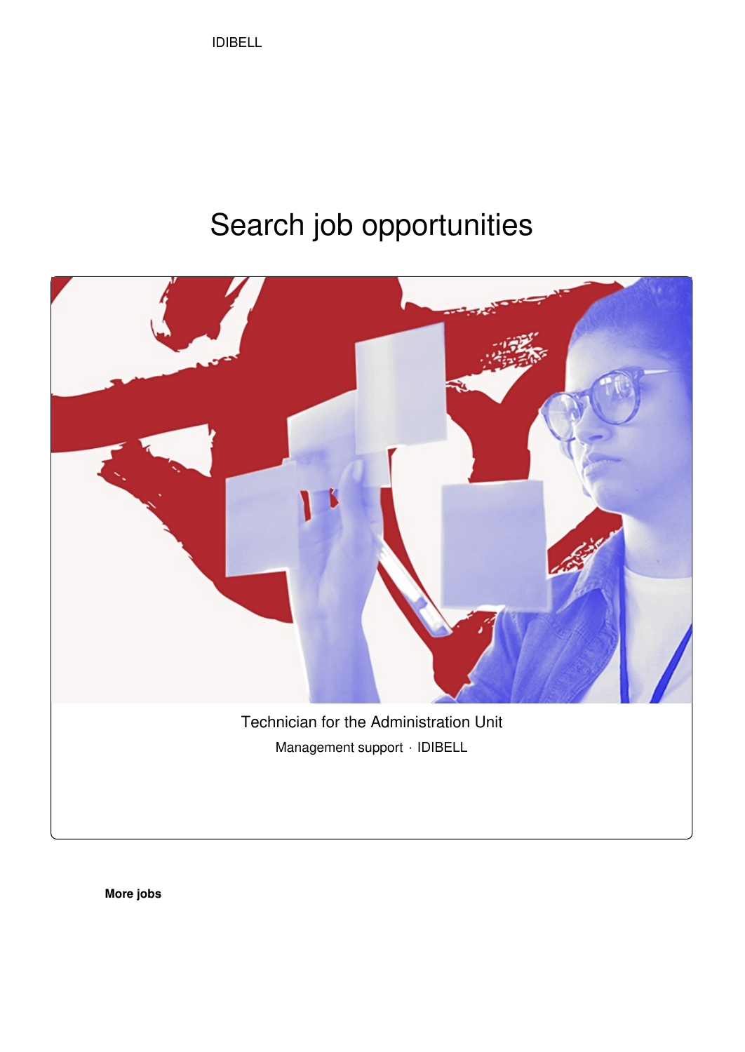IDIBELL

# Search job opportunities

Technician for the Administration Unit

Management support · IDIBELL

**More jobs**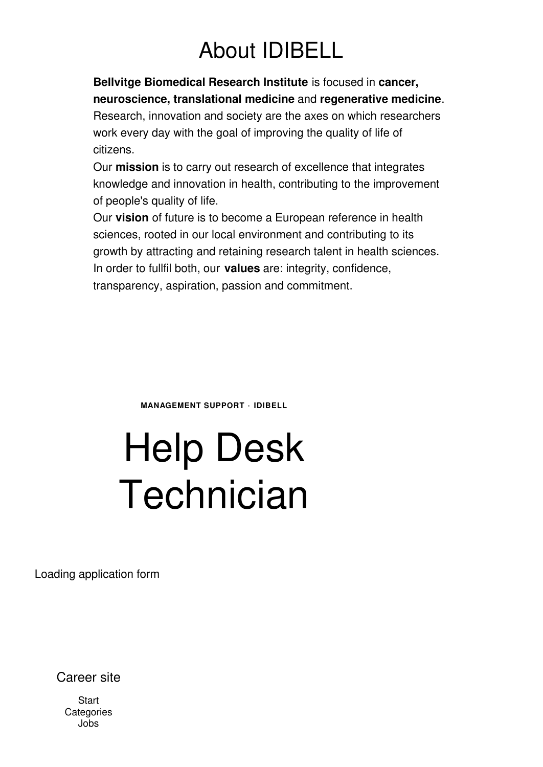# About IDIBELL

**Bellvitge Biomedical Research Institute** is focused in **cancer, neuroscience, translational medicine** and **regenerative medicine**. Research, innovation and society are the axes on which researchers work every day with the goal of improving the quality of life of citizens.

Our **mission** is to carry out research of excellence that integrates knowledge and innovation in health, contributing to the improvement of people's quality of life.

Our **vision** of future is to become a European reference in health sciences, rooted in our local environment and contributing to its growth by attracting and retaining research talent in health sciences.

In order to fullfil both, our **values** are: integrity, confidence, transparency, aspiration, passion and commitment.

**MANAGEMENT SUPPORT · IDIBELL**

# Help Desk Technician

Loading application form

Career site

Start
Categories
Jobs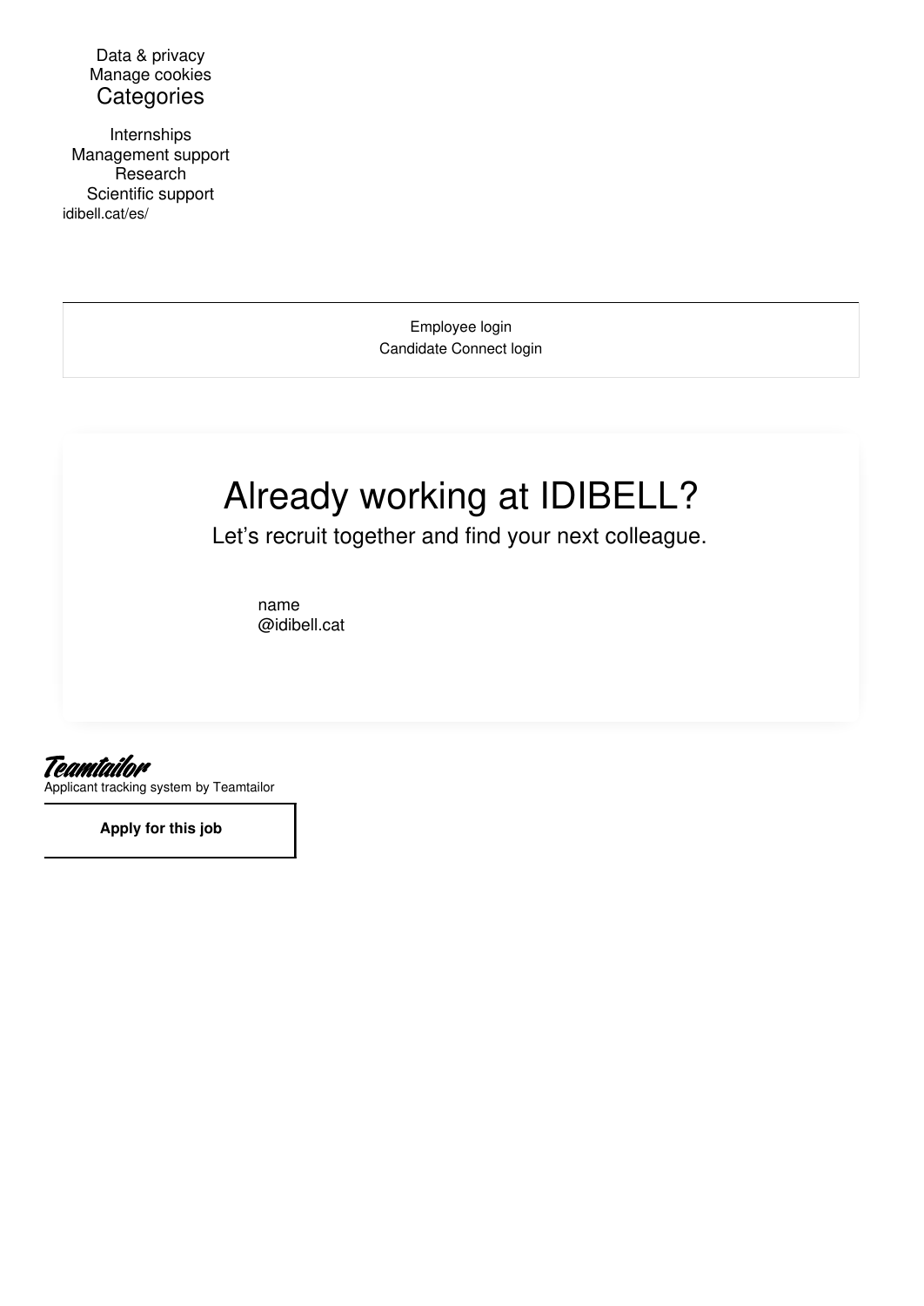Data & privacy
Manage cookies

## Categories

Internships
Management support
Research
Scientific support

idibell.cat/es/

Employee login
Candidate Connect login

# Already working at IDIBELL?

Let's recruit together and find your next colleague.

name
@idibell.cat

Teamtailor
Applicant tracking system by Teamtailor

**Apply for this job**